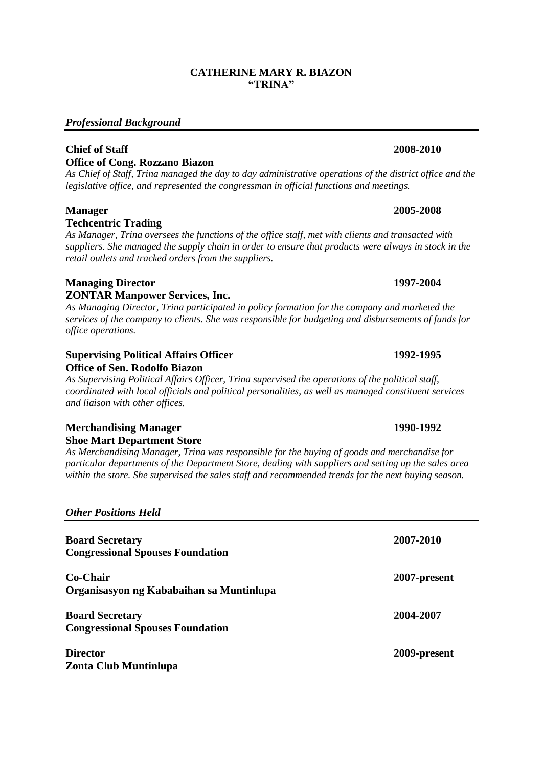# CATHERINE MARY R. BIAZON
## "TRINA"

### *Professional Background*

**Chief of Staff** **2008-2010**
**Office of Cong. Rozzano Biazon**
*As Chief of Staff, Trina managed the day to day administrative operations of the district office and the legislative office, and represented the congressman in official functions and meetings.*

**Manager** **2005-2008**
**Techcentric Trading**
*As Manager, Trina oversees the functions of the office staff, met with clients and transacted with suppliers. She managed the supply chain in order to ensure that products were always in stock in the retail outlets and tracked orders from the suppliers.*

**Managing Director** **1997-2004**
**ZONTAR Manpower Services, Inc.**
*As Managing Director, Trina participated in policy formation for the company and marketed the services of the company to clients. She was responsible for budgeting and disbursements of funds for office operations.*

**Supervising Political Affairs Officer** **1992-1995**
**Office of Sen. Rodolfo Biazon**
*As Supervising Political Affairs Officer, Trina supervised the operations of the political staff, coordinated with local officials and political personalities, as well as managed constituent services and liaison with other offices.*

**Merchandising Manager** **1990-1992**
**Shoe Mart Department Store**
*As Merchandising Manager, Trina was responsible for the buying of goods and merchandise for particular departments of the Department Store, dealing with suppliers and setting up the sales area within the store. She supervised the sales staff and recommended trends for the next buying season.*

### *Other Positions Held*

**Board Secretary** **2007-2010**
**Congressional Spouses Foundation**

**Co-Chair** **2007-present**
**Organisasyon ng Kababaihan sa Muntinlupa**

**Board Secretary** **2004-2007**
**Congressional Spouses Foundation**

**Director** **2009-present**
**Zonta Club Muntinlupa**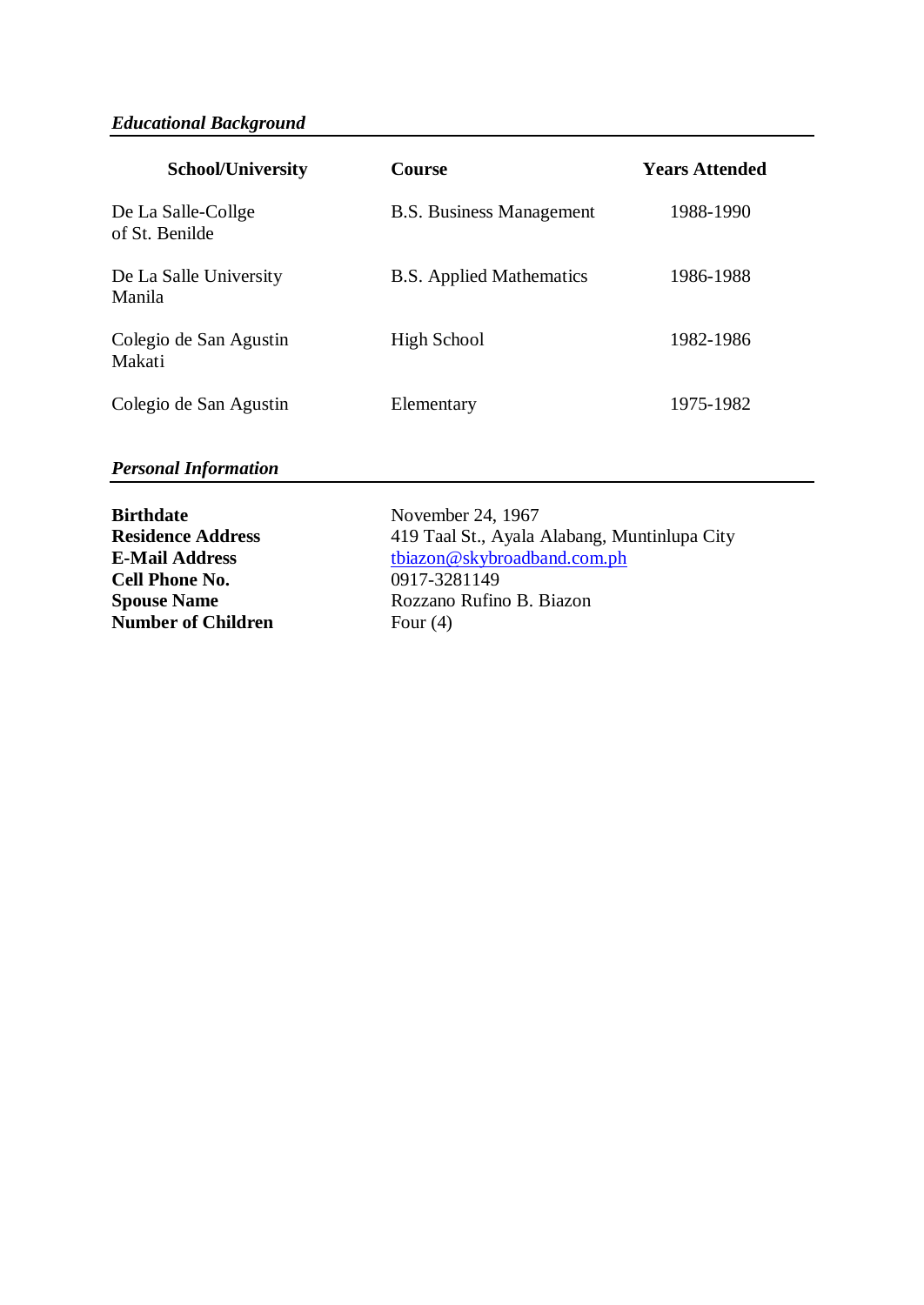### *Educational Background*

| School/University | Course | Years Attended |
|---|---|---|
| De La Salle-Collge of St. Benilde | B.S. Business Management | 1988-1990 |
| De La Salle University Manila | B.S. Applied Mathematics | 1986-1988 |
| Colegio de San Agustin Makati | High School | 1982-1986 |
| Colegio de San Agustin | Elementary | 1975-1982 |

### *Personal Information*

| | |
|---|---|
| **Birthdate** | November 24, 1967 |
| **Residence Address** | 419 Taal St., Ayala Alabang, Muntinlupa City |
| **E-Mail Address** | tbiazon@skybroadband.com.ph |
| **Cell Phone No.** | 0917-3281149 |
| **Spouse Name** | Rozzano Rufino B. Biazon |
| **Number of Children** | Four (4) |